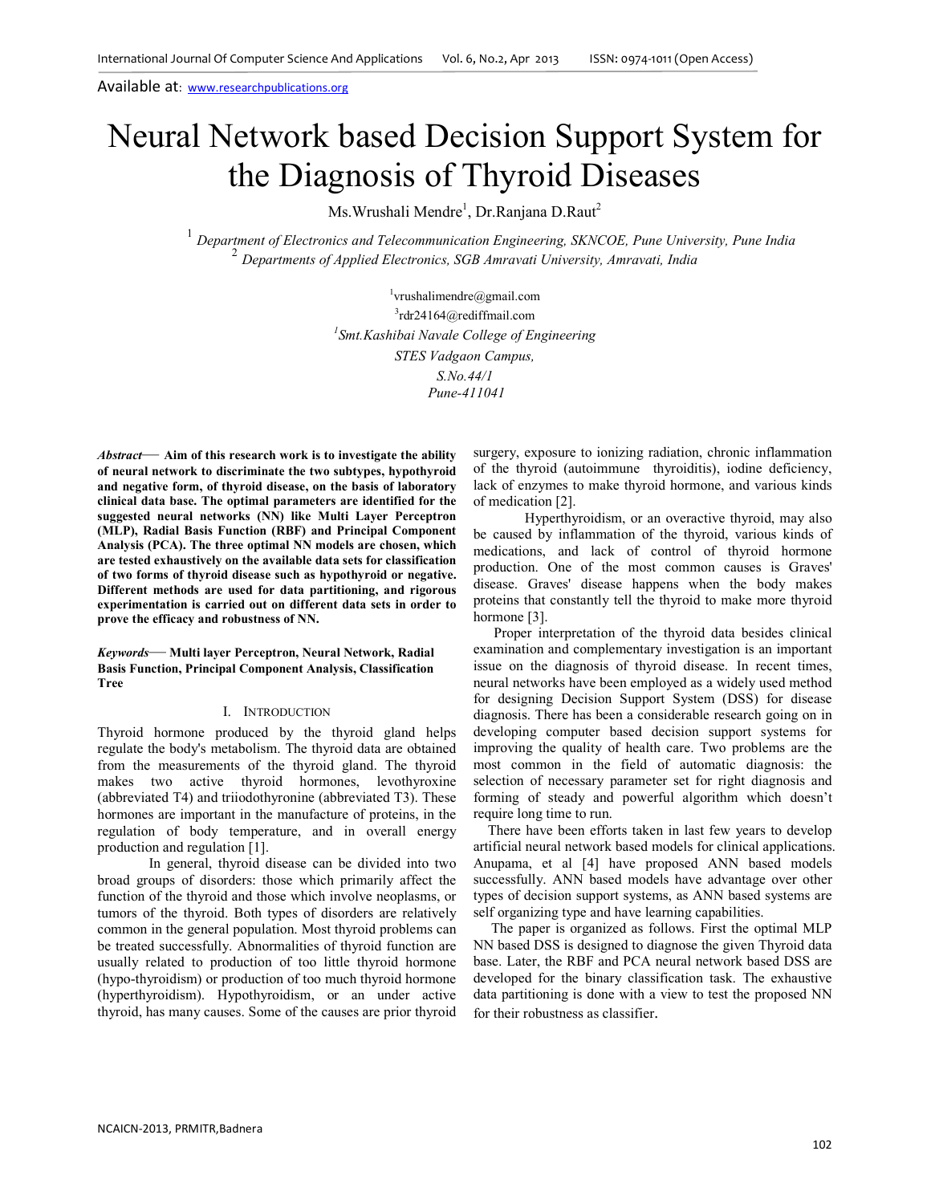Available at: www.researchpublications.org

# Neural Network based Decision Support System for the Diagnosis of Thyroid Diseases

Ms.Wrushali Mendre[1], Dr.Ranjana D.Raut[2]

[1] *Department of Electronics and Telecommunication Engineering, SKNCOE, Pune University, Pune India*
[2] *Departments of Applied Electronics, SGB Amravati University, Amravati, India*

[1]vrushalimendre@gmail.com
[3]rdr24164@rediffmail.com
[1]*Smt.Kashibai Navale College of Engineering*
*STES Vadgaon Campus,*
*S.No.44/1*
*Pune-411041*

***Abstract*— Aim of this research work is to investigate the ability of neural network to discriminate the two subtypes, hypothyroid and negative form, of thyroid disease, on the basis of laboratory clinical data base. The optimal parameters are identified for the suggested neural networks (NN) like Multi Layer Perceptron (MLP), Radial Basis Function (RBF) and Principal Component Analysis (PCA). The three optimal NN models are chosen, which are tested exhaustively on the available data sets for classification of two forms of thyroid disease such as hypothyroid or negative. Different methods are used for data partitioning, and rigorous experimentation is carried out on different data sets in order to prove the efficacy and robustness of NN.**

***Keywords*— Multi layer Perceptron, Neural Network, Radial Basis Function, Principal Component Analysis, Classification Tree**

## I. INTRODUCTION

Thyroid hormone produced by the thyroid gland helps regulate the body's metabolism. The thyroid data are obtained from the measurements of the thyroid gland. The thyroid makes two active thyroid hormones, levothyroxine (abbreviated T4) and triiodothyronine (abbreviated T3). These hormones are important in the manufacture of proteins, in the regulation of body temperature, and in overall energy production and regulation [1].

In general, thyroid disease can be divided into two broad groups of disorders: those which primarily affect the function of the thyroid and those which involve neoplasms, or tumors of the thyroid. Both types of disorders are relatively common in the general population. Most thyroid problems can be treated successfully. Abnormalities of thyroid function are usually related to production of too little thyroid hormone (hypo-thyroidism) or production of too much thyroid hormone (hyperthyroidism). Hypothyroidism, or an under active thyroid, has many causes. Some of the causes are prior thyroid surgery, exposure to ionizing radiation, chronic inflammation of the thyroid (autoimmune thyroiditis), iodine deficiency, lack of enzymes to make thyroid hormone, and various kinds of medication [2].

Hyperthyroidism, or an overactive thyroid, may also be caused by inflammation of the thyroid, various kinds of medications, and lack of control of thyroid hormone production. One of the most common causes is Graves' disease. Graves' disease happens when the body makes proteins that constantly tell the thyroid to make more thyroid hormone [3].

Proper interpretation of the thyroid data besides clinical examination and complementary investigation is an important issue on the diagnosis of thyroid disease. In recent times, neural networks have been employed as a widely used method for designing Decision Support System (DSS) for disease diagnosis. There has been a considerable research going on in developing computer based decision support systems for improving the quality of health care. Two problems are the most common in the field of automatic diagnosis: the selection of necessary parameter set for right diagnosis and forming of steady and powerful algorithm which doesn't require long time to run.

There have been efforts taken in last few years to develop artificial neural network based models for clinical applications. Anupama, et al [4] have proposed ANN based models successfully. ANN based models have advantage over other types of decision support systems, as ANN based systems are self organizing type and have learning capabilities.

The paper is organized as follows. First the optimal MLP NN based DSS is designed to diagnose the given Thyroid data base. Later, the RBF and PCA neural network based DSS are developed for the binary classification task. The exhaustive data partitioning is done with a view to test the proposed NN for their robustness as classifier.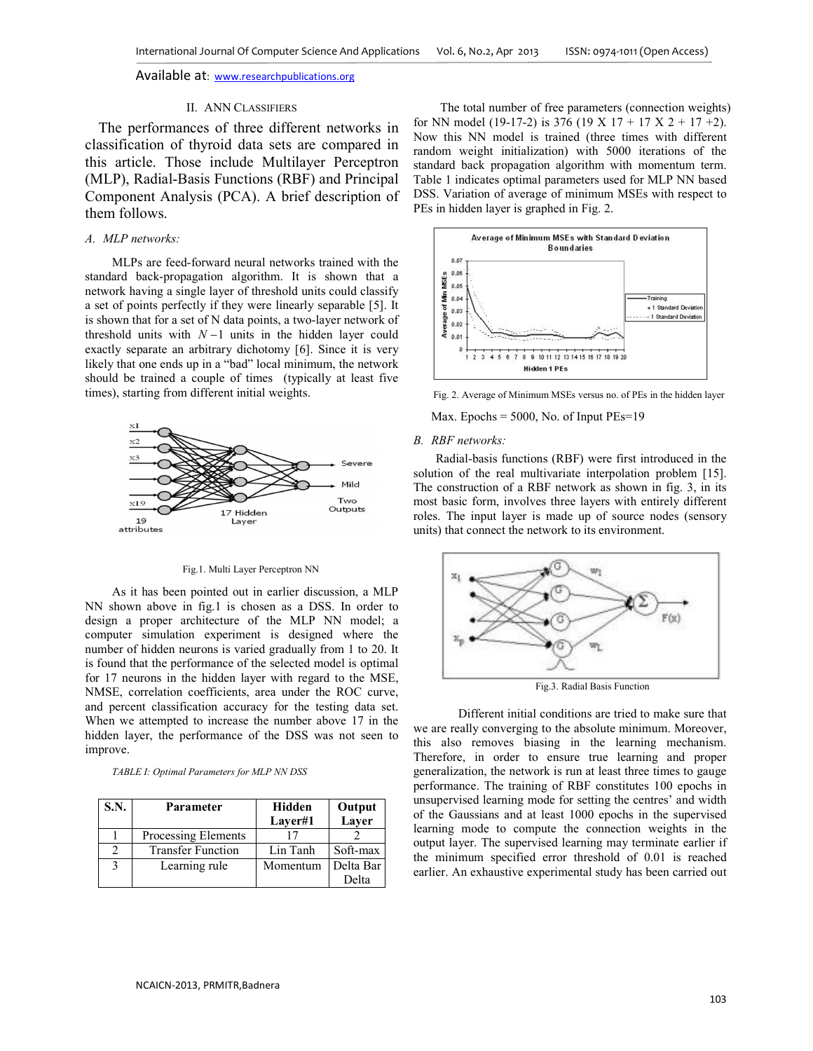## II. ANN CLASSIFIERS

The performances of three different networks in classification of thyroid data sets are compared in this article. Those include Multilayer Perceptron (MLP), Radial-Basis Functions (RBF) and Principal Component Analysis (PCA). A brief description of them follows.

### A. MLP networks:

MLPs are feed-forward neural networks trained with the standard back-propagation algorithm. It is shown that a network having a single layer of threshold units could classify a set of points perfectly if they were linearly separable [5]. It is shown that for a set of N data points, a two-layer network of threshold units with $N-1$ units in the hidden layer could exactly separate an arbitrary dichotomy [6]. Since it is very likely that one ends up in a "bad" local minimum, the network should be trained a couple of times (typically at least five times), starting from different initial weights.

Fig.1. Multi Layer Perceptron NN

As it has been pointed out in earlier discussion, a MLP NN shown above in fig.1 is chosen as a DSS. In order to design a proper architecture of the MLP NN model; a computer simulation experiment is designed where the number of hidden neurons is varied gradually from 1 to 20. It is found that the performance of the selected model is optimal for 17 neurons in the hidden layer with regard to the MSE, NMSE, correlation coefficients, area under the ROC curve, and percent classification accuracy for the testing data set. When we attempted to increase the number above 17 in the hidden layer, the performance of the DSS was not seen to improve.

*TABLE I: Optimal Parameters for MLP NN DSS*

| S.N. | Parameter | Hidden Layer#1 | Output Layer |
|---|---|---|---|
| 1 | Processing Elements | 17 | 2 |
| 2 | Transfer Function | Lin Tanh | Soft-max |
| 3 | Learning rule | Momentum | Delta Bar Delta |

The total number of free parameters (connection weights) for NN model (19-17-2) is 376 (19 X 17 + 17 X 2 + 17 +2). Now this NN model is trained (three times with different random weight initialization) with 5000 iterations of the standard back propagation algorithm with momentum term. Table 1 indicates optimal parameters used for MLP NN based DSS. Variation of average of minimum MSEs with respect to PEs in hidden layer is graphed in Fig. 2.

Fig. 2. Average of Minimum MSEs versus no. of PEs in the hidden layer

Max. Epochs = 5000, No. of Input PEs=19

### B. RBF networks:

Radial-basis functions (RBF) were first introduced in the solution of the real multivariate interpolation problem [15]. The construction of a RBF network as shown in fig. 3, in its most basic form, involves three layers with entirely different roles. The input layer is made up of source nodes (sensory units) that connect the network to its environment.

Fig.3. Radial Basis Function

Different initial conditions are tried to make sure that we are really converging to the absolute minimum. Moreover, this also removes biasing in the learning mechanism. Therefore, in order to ensure true learning and proper generalization, the network is run at least three times to gauge performance. The training of RBF constitutes 100 epochs in unsupervised learning mode for setting the centres' and width of the Gaussians and at least 1000 epochs in the supervised learning mode to compute the connection weights in the output layer. The supervised learning may terminate earlier if the minimum specified error threshold of 0.01 is reached earlier. An exhaustive experimental study has been carried out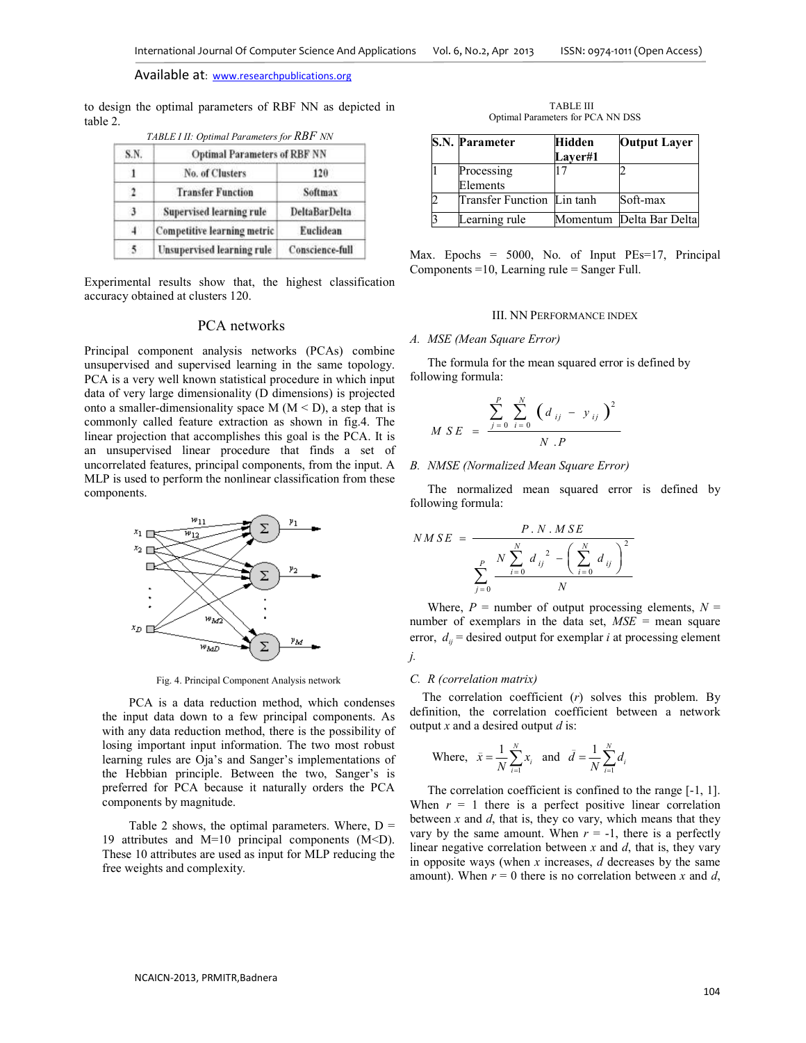to design the optimal parameters of RBF NN as depicted in table 2.

*TABLE I II: Optimal Parameters for RBF NN*

| S.N. | Optimal Parameters of RBF NN | |
|---|---|---|
| 1 | No. of Clusters | 120 |
| 2 | Transfer Function | Softmax |
| 3 | Supervised learning rule | DeltaBarDelta |
| 4 | Competitive learning metric | Euclidean |
| 5 | Unsupervised learning rule | Conscience-full |

Experimental results show that, the highest classification accuracy obtained at clusters 120.

## PCA networks

Principal component analysis networks (PCAs) combine unsupervised and supervised learning in the same topology. PCA is a very well known statistical procedure in which input data of very large dimensionality (D dimensions) is projected onto a smaller-dimensionality space M (M < D), a step that is commonly called feature extraction as shown in fig.4. The linear projection that accomplishes this goal is the PCA. It is an unsupervised linear procedure that finds a set of uncorrelated features, principal components, from the input. A MLP is used to perform the nonlinear classification from these components.

Fig. 4. Principal Component Analysis network

PCA is a data reduction method, which condenses the input data down to a few principal components. As with any data reduction method, there is the possibility of losing important input information. The most robust learning rules are Oja's and Sanger's implementations of the Hebbian principle. Between the two, Sanger's is preferred for PCA because it naturally orders the PCA components by magnitude.

Table 2 shows, the optimal parameters. Where, D = 19 attributes and M=10 principal components (M<D). These 10 attributes are used as input for MLP reducing the free weights and complexity.

TABLE III
Optimal Parameters for PCA NN DSS

| S.N. | Parameter | Hidden Layer#1 | Output Layer |
|---|---|---|---|
| 1 | Processing Elements | 17 | 2 |
| 2 | Transfer Function | Lin tanh | Soft-max |
| 3 | Learning rule | Momentum | Delta Bar Delta |

Max. Epochs = 5000, No. of Input PEs=17, Principal Components =10, Learning rule = Sanger Full.

## III. NN Performance Index

### A. MSE (Mean Square Error)

The formula for the mean squared error is defined by following formula:

$$MSE = \frac{\sum_{j=0}^{P} \sum_{i=0}^{N} (d_{ij} - y_{ij})^2}{N \cdot P}$$

### B. NMSE (Normalized Mean Square Error)

The normalized mean squared error is defined by following formula:

$$NMSE = \frac{P \cdot N \cdot MSE}{\sum_{j=0}^{P} \frac{N \sum_{i=0}^{N} d_{ij}^{2} - \left( \sum_{i=0}^{N} d_{ij} \right)^2}{N}}$$

Where, $P$ = number of output processing elements, $N$ = number of exemplars in the data set, $MSE$ = mean square error, $d_{ij}$ = desired output for exemplar $i$ at processing element $j$.

### C. R (correlation matrix)

The correlation coefficient ($r$) solves this problem. By definition, the correlation coefficient between a network output $x$ and a desired output $d$ is:

Where, $\bar{x} = \frac{1}{N}\sum_{i=1}^{N} x_i$ and $\bar{d} = \frac{1}{N}\sum_{i=1}^{N} d_i$

The correlation coefficient is confined to the range [-1, 1]. When $r$ = 1 there is a perfect positive linear correlation between $x$ and $d$, that is, they co vary, which means that they vary by the same amount. When $r$ = -1, there is a perfectly linear negative correlation between $x$ and $d$, that is, they vary in opposite ways (when $x$ increases, $d$ decreases by the same amount). When $r$ = 0 there is no correlation between $x$ and $d$,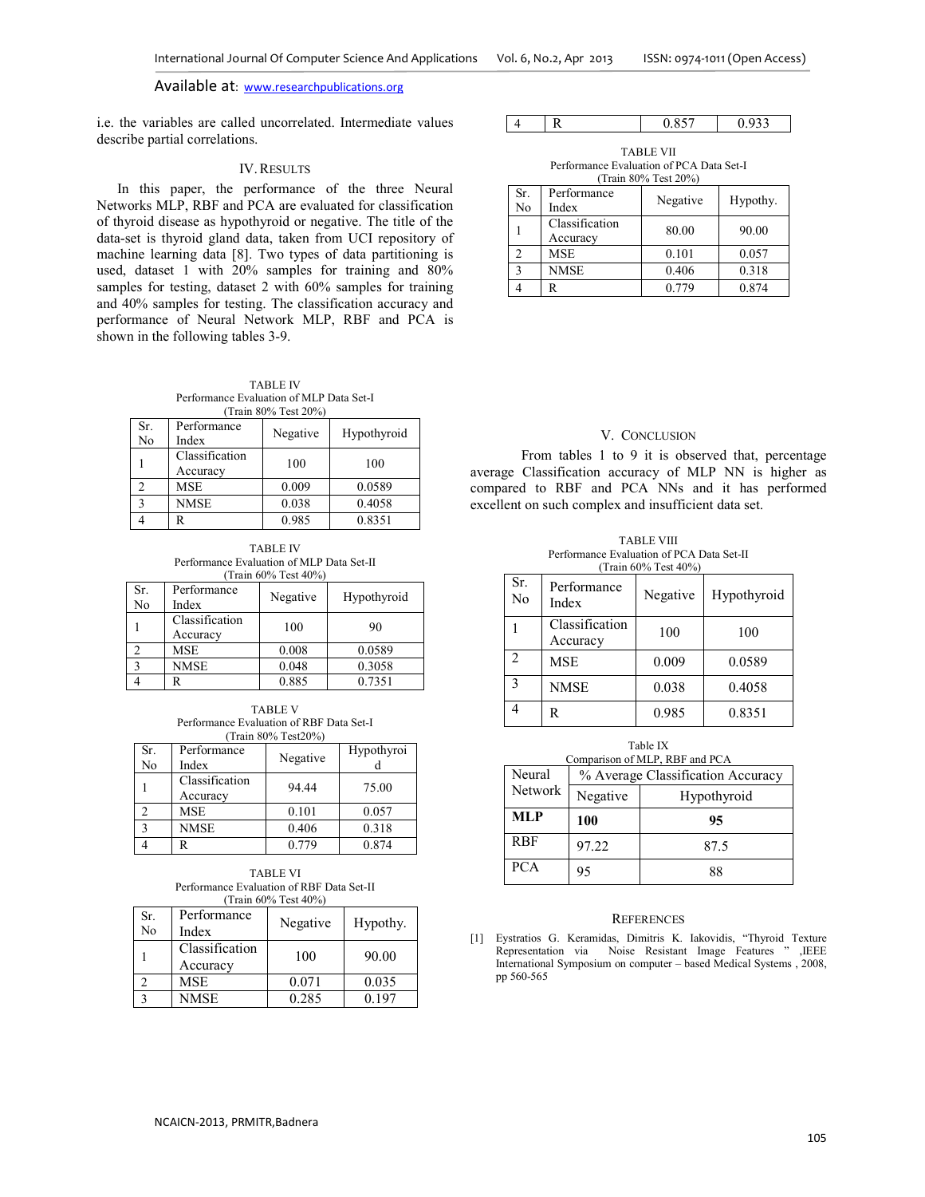i.e. the variables are called uncorrelated. Intermediate values describe partial correlations.

## IV. Results

In this paper, the performance of the three Neural Networks MLP, RBF and PCA are evaluated for classification of thyroid disease as hypothyroid or negative. The title of the data-set is thyroid gland data, taken from UCI repository of machine learning data [8]. Two types of data partitioning is used, dataset 1 with 20% samples for training and 80% samples for testing, dataset 2 with 60% samples for training and 40% samples for testing. The classification accuracy and performance of Neural Network MLP, RBF and PCA is shown in the following tables 3-9.

TABLE IV
Performance Evaluation of MLP Data Set-I
(Train 80% Test 20%)

| Sr. No | Performance Index | Negative | Hypothyroid |
|---|---|---|---|
| 1 | Classification Accuracy | 100 | 100 |
| 2 | MSE | 0.009 | 0.0589 |
| 3 | NMSE | 0.038 | 0.4058 |
| 4 | R | 0.985 | 0.8351 |

TABLE IV
Performance Evaluation of MLP Data Set-II
(Train 60% Test 40%)

| Sr. No | Performance Index | Negative | Hypothyroid |
|---|---|---|---|
| 1 | Classification Accuracy | 100 | 90 |
| 2 | MSE | 0.008 | 0.0589 |
| 3 | NMSE | 0.048 | 0.3058 |
| 4 | R | 0.885 | 0.7351 |

TABLE V
Performance Evaluation of RBF Data Set-I
(Train 80% Test20%)

| Sr. No | Performance Index | Negative | Hypothyroid |
|---|---|---|---|
| 1 | Classification Accuracy | 94.44 | 75.00 |
| 2 | MSE | 0.101 | 0.057 |
| 3 | NMSE | 0.406 | 0.318 |
| 4 | R | 0.779 | 0.874 |

TABLE VI
Performance Evaluation of RBF Data Set-II
(Train 60% Test 40%)

| Sr. No | Performance Index | Negative | Hypothy. |
|---|---|---|---|
| 1 | Classification Accuracy | 100 | 90.00 |
| 2 | MSE | 0.071 | 0.035 |
| 3 | NMSE | 0.285 | 0.197 |
| 4 | R | 0.857 | 0.933 |

TABLE VII
Performance Evaluation of PCA Data Set-I
(Train 80% Test 20%)

| Sr. No | Performance Index | Negative | Hypothy. |
|---|---|---|---|
| 1 | Classification Accuracy | 80.00 | 90.00 |
| 2 | MSE | 0.101 | 0.057 |
| 3 | NMSE | 0.406 | 0.318 |
| 4 | R | 0.779 | 0.874 |

## V. Conclusion

From tables 1 to 9 it is observed that, percentage average Classification accuracy of MLP NN is higher as compared to RBF and PCA NNs and it has performed excellent on such complex and insufficient data set.

TABLE VIII
Performance Evaluation of PCA Data Set-II
(Train 60% Test 40%)

| Sr. No | Performance Index | Negative | Hypothyroid |
|---|---|---|---|
| 1 | Classification Accuracy | 100 | 100 |
| 2 | MSE | 0.009 | 0.0589 |
| 3 | NMSE | 0.038 | 0.4058 |
| 4 | R | 0.985 | 0.8351 |

Table IX
Comparison of MLP, RBF and PCA

| Neural Network | % Average Classification Accuracy | |
|---|---|---|
| | Negative | Hypothyroid |
| **MLP** | **100** | **95** |
| RBF | 97.22 | 87.5 |
| PCA | 95 | 88 |

## References

[1] Eystratios G. Keramidas, Dimitris K. Iakovidis, "Thyroid Texture Representation via Noise Resistant Image Features " ,IEEE International Symposium on computer – based Medical Systems , 2008, pp 560-565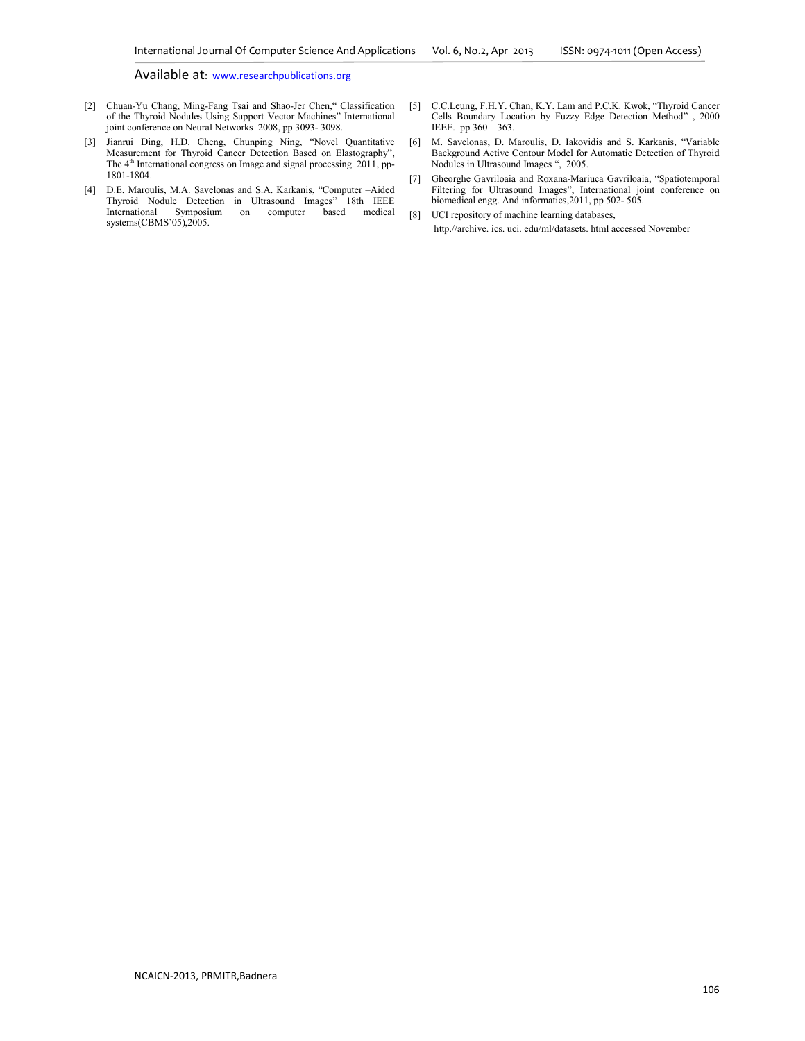[2] Chuan-Yu Chang, Ming-Fang Tsai and Shao-Jer Chen,“ Classification of the Thyroid Nodules Using Support Vector Machines” International joint conference on Neural Networks 2008, pp 3093- 3098.

[3] Jianrui Ding, H.D. Cheng, Chunping Ning, “Novel Quantitative Measurement for Thyroid Cancer Detection Based on Elastography”, The 4th International congress on Image and signal processing. 2011, pp-1801-1804.

[4] D.E. Maroulis, M.A. Savelonas and S.A. Karkanis, “Computer –Aided Thyroid Nodule Detection in Ultrasound Images” 18th IEEE International Symposium on computer based medical systems(CBMS’05),2005.

[5] C.C.Leung, F.H.Y. Chan, K.Y. Lam and P.C.K. Kwok, “Thyroid Cancer Cells Boundary Location by Fuzzy Edge Detection Method” , 2000 IEEE. pp 360 – 363.

[6] M. Savelonas, D. Maroulis, D. Iakovidis and S. Karkanis, “Variable Background Active Contour Model for Automatic Detection of Thyroid Nodules in Ultrasound Images “, 2005.

[7] Gheorghe Gavriloaia and Roxana-Mariuca Gavriloaia, “Spatiotemporal Filtering for Ultrasound Images”, International joint conference on biomedical engg. And informatics,2011, pp 502- 505.

[8] UCI repository of machine learning databases, http.//archive. ics. uci. edu/ml/datasets. html accessed November